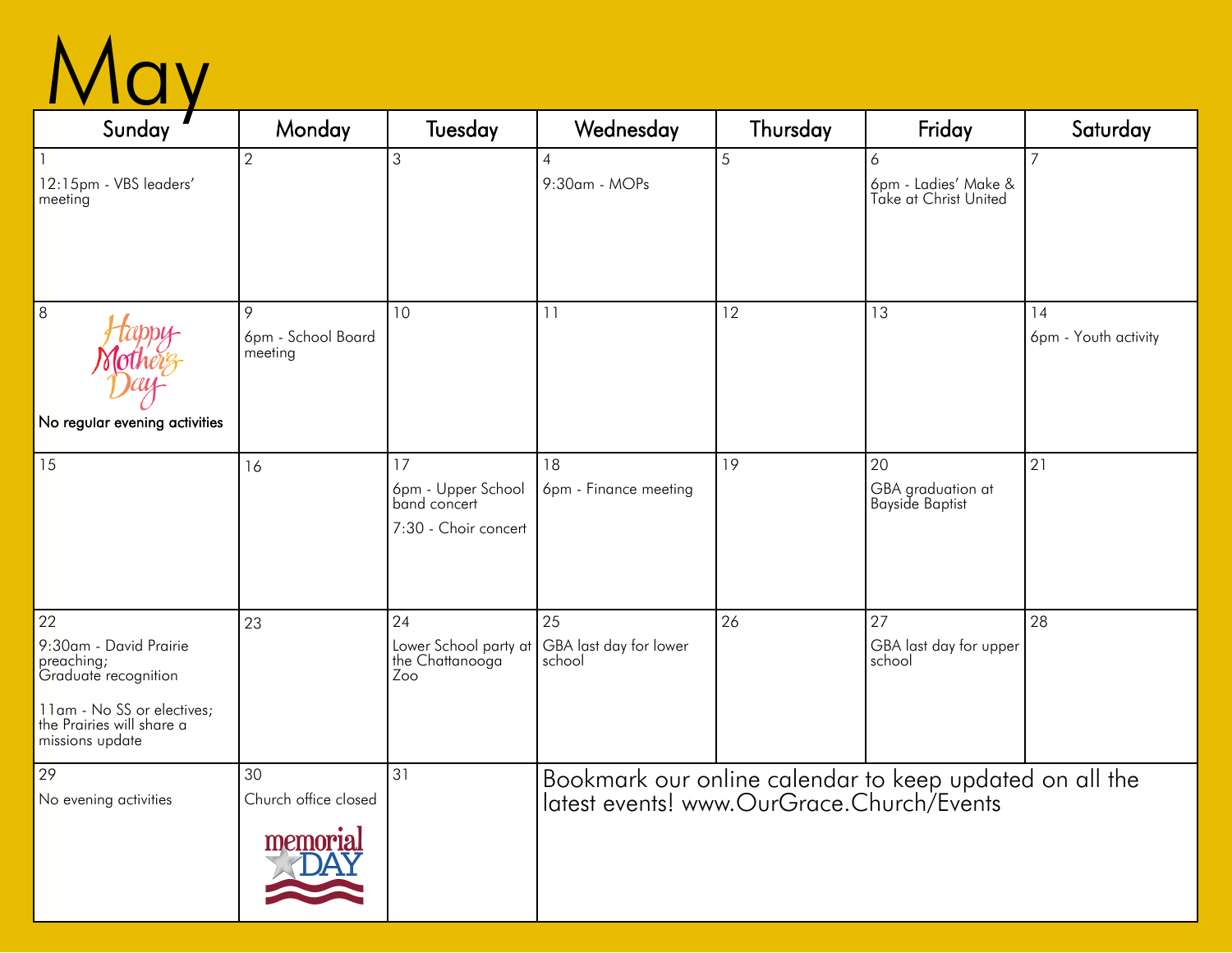# May

| Sunday | Monday | Tuesday | Wednesday | Thursday | Friday | Saturday |
| --- | --- | --- | --- | --- | --- | --- |
| 1<br>12:15pm - VBS leaders' meeting | 2 | 3 | 4<br>9:30am - MOPs | 5 | 6<br>6pm - Ladies' Make & Take at Christ United | 7 |
| 8<br>Happy Mother's Day<br>No regular evening activities | 9<br>6pm - School Board meeting | 10 | 11 | 12 | 13 | 14<br>6pm - Youth activity |
| 15 | 16 | 17<br>6pm - Upper School band concert<br>7:30 - Choir concert | 18<br>6pm - Finance meeting | 19 | 20<br>GBA graduation at Bayside Baptist | 21 |
| 22<br>9:30am - David Prairie preaching; Graduate recognition<br>11am - No SS or electives; the Prairies will share a missions update | 23 | 24<br>Lower School party at the Chattanooga Zoo | 25<br>GBA last day for lower school | 26 | 27<br>GBA last day for upper school | 28 |
| 29<br>No evening activities | 30<br>Church office closed<br>memorial DAY | 31 | Bookmark our online calendar to keep updated on all the latest events! www.OurGrace.Church/Events | | | |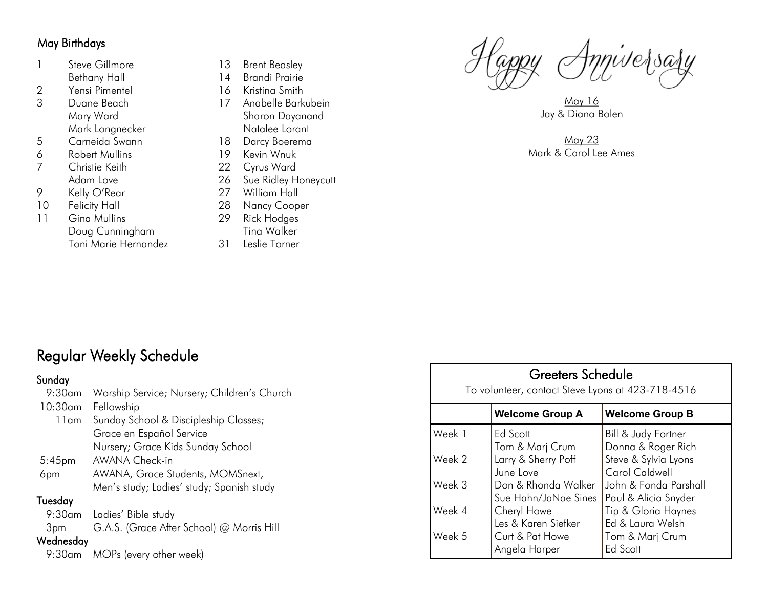## May Birthdays

| | |
|---|---|
| 1 | Steve Gillmore |
| | Bethany Hall |
| 2 | Yensi Pimentel |
| 3 | Duane Beach |
| | Mary Ward |
| | Mark Longnecker |
| 5 | Carneida Swann |
| 6 | Robert Mullins |
| 7 | Christie Keith |
| | Adam Love |
| 9 | Kelly O'Rear |
| 10 | Felicity Hall |
| 11 | Gina Mullins |
| | Doug Cunningham |
| | Toni Marie Hernandez |
| 13 | Brent Beasley |
| 14 | Brandi Prairie |
| 16 | Kristina Smith |
| 17 | Anabelle Barkubein |
| | Sharon Dayanand |
| | Natalee Lorant |
| 18 | Darcy Boerema |
| 19 | Kevin Wnuk |
| 22 | Cyrus Ward |
| 26 | Sue Ridley Honeycutt |
| 27 | William Hall |
| 28 | Nancy Cooper |
| 29 | Rick Hodges |
| | Tina Walker |
| 31 | Leslie Torner |

## Happy Anniversary

May 16
Jay & Diana Bolen

May 23
Mark & Carol Lee Ames

## Regular Weekly Schedule

### Sunday

| | |
|---|---|
| 9:30am | Worship Service; Nursery; Children's Church |
| 10:30am | Fellowship |
| 11am | Sunday School & Discipleship Classes; Grace en Español Service Nursery; Grace Kids Sunday School |
| 5:45pm | AWANA Check-in |
| 6pm | AWANA, Grace Students, MOMSnext, Men's study; Ladies' study; Spanish study |

### Tuesday

| | |
|---|---|
| 9:30am | Ladies' Bible study |
| 3pm | G.A.S. (Grace After School) @ Morris Hill |

### Wednesday

| | |
|---|---|
| 9:30am | MOPs (every other week) |

## Greeters Schedule

To volunteer, contact Steve Lyons at 423-718-4516

| | Welcome Group A | Welcome Group B |
|---|---|---|
| Week 1 | Ed Scott<br>Tom & Marj Crum | Bill & Judy Fortner<br>Donna & Roger Rich |
| Week 2 | Larry & Sherry Poff<br>June Love | Steve & Sylvia Lyons<br>Carol Caldwell |
| Week 3 | Don & Rhonda Walker<br>Sue Hahn/JaNae Sines | John & Fonda Parshall<br>Paul & Alicia Snyder |
| Week 4 | Cheryl Howe<br>Les & Karen Siefker | Tip & Gloria Haynes<br>Ed & Laura Welsh |
| Week 5 | Curt & Pat Howe<br>Angela Harper | Tom & Marj Crum<br>Ed Scott |